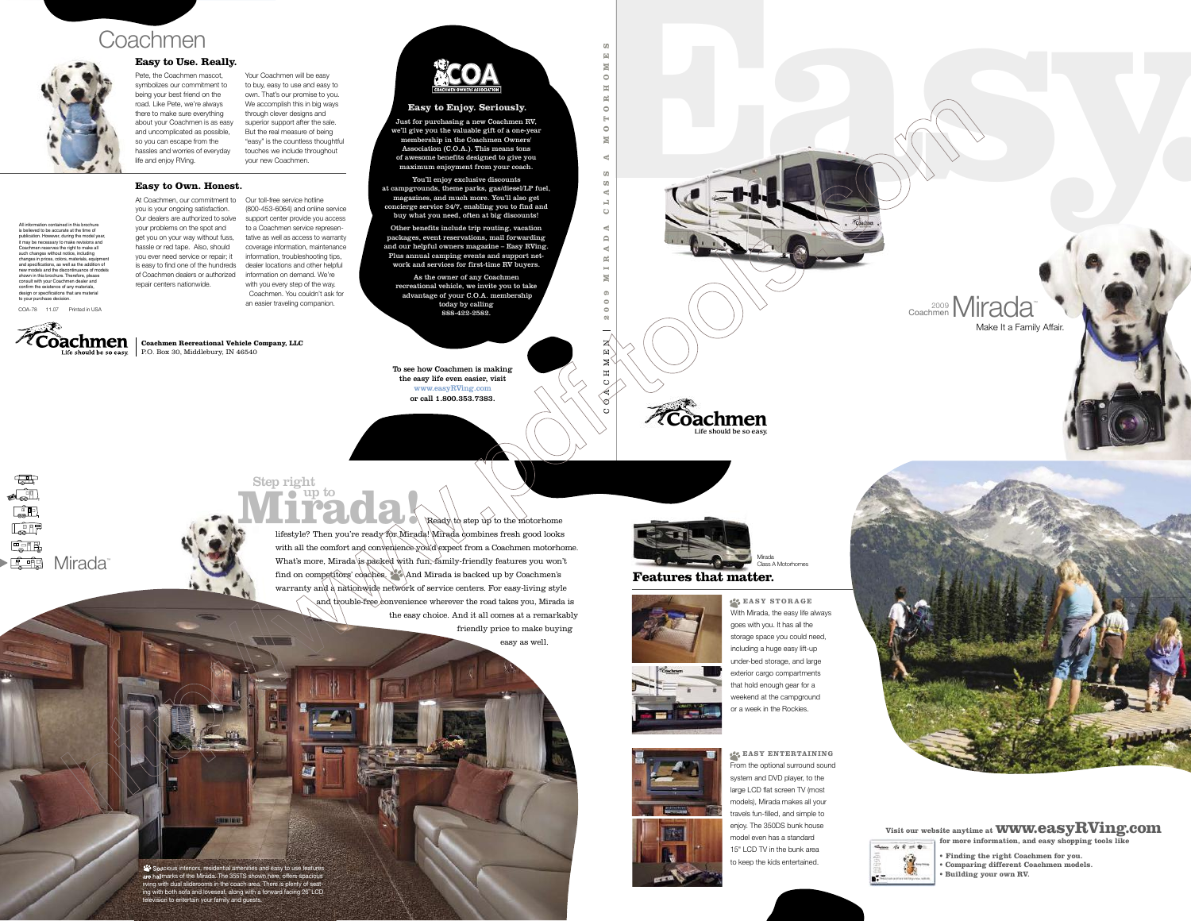# Coachmen

### Easy to Use. Really.

Pete, the Coachmen mascot, symbolizes our commitment to being your best friend on the road. Like Pete, we're always there to make sure everything about your Coachmen is as easy and uncomplicated as possible, so you can escape from the hassles and worries of everyday life and enjoy RVing.

Your Coachmen will be easy to buy, easy to use and easy to own. That's our promise to you. We accomplish this in big ways through clever designs and superior support after the sale. But the real measure of being "easy" is the countless thoughtful touches we include throughout your new Coachmen.

### Easy to Own. Honest.

At Coachmen, our commitment to you is your ongoing satisfaction. Our dealers are authorized to solve your problems on the spot and get you on your way without fuss, hassle or red tape. Also, should you ever need service or repair; it is easy to find one of the hundreds of Coachmen dealers or authorized repair centers nationwide.

Our toll-free service hotline (800-453-6064) and online service support center provide you access to a Coachmen service representative as well as access to warranty coverage information, maintenance information, troubleshooting tips, dealer locations and other helpful information on demand. We're with you every step of the way. Coachmen. You couldn't ask for an easier traveling companion.

All information contained in this brochure is believed to be accurate at the time of publication. However, during the model year, it may be necessary to make revisions and Coachmen reserves the right to make all such changes without notice, including changes in prices, colors, materials, equipment and specifications, as well as the addition of new models and the discontinuance of models shown in this brochure. Therefore, please consult with your Coachmen dealer and confirm the existence of any materials, design or specifications that are material to your purchase decision.

COA-78 11.07 Printed in USA

Coachmen — Life should be so easy.

**Coachmen Recreational Vehicle Company, LLC**
P.O. Box 30, Middlebury, IN 46540

COA — COACHMEN OWNERS ASSOCIATION

### Easy to Enjoy. Seriously.

Just for purchasing a new Coachmen RV, we'll give you the valuable gift of a one-year membership in the Coachmen Owners' Association (C.O.A.). This means tons of awesome benefits designed to give you maximum enjoyment from your coach.

You'll enjoy exclusive discounts at campgrounds, theme parks, gas/diesel/LP fuel, magazines, and much more. You'll also get concierge service 24/7, enabling you to find and buy what you need, often at big discounts!

Other benefits include trip routing, vacation packages, event reservations, mail forwarding and our helpful owners magazine – Easy RVing. Plus annual camping events and support network and services for first-time RV buyers.

As the owner of any Coachmen recreational vehicle, we invite you to take advantage of your C.O.A. membership today by calling 888-422-2582.

To see how Coachmen is making the easy life even easier, visit www.easyRVing.com or call 1.800.353.7383.

COACHMEN | 2009 MIRADA CLASS A MOTORHOMES

# Easy.

2009 Coachmen Mirada™
Make It a Family Affair.

Coachmen — Life should be so easy.

Mirada™

## Step right up to Mirada!

Ready to step up to the motorhome lifestyle? Then you're ready for Mirada! Mirada combines fresh good looks with all the comfort and convenience you'd expect from a Coachmen motorhome. What's more, Mirada is packed with fun, family-friendly features you won't find on competitors' coaches. And Mirada is backed up by Coachmen's warranty and a nationwide network of service centers. For easy-living style and trouble-free convenience wherever the road takes you, Mirada is the easy choice. And it all comes at a remarkably friendly price to make buying easy as well.

Spacious interiors, residential amenities and easy to use features are hallmarks of the Mirada. The 355TS shown here, offers spacious living with dual sliderooms in the coach area. There is plenty of seating with both sofa and loveseat, along with a forward facing 26" LCD television to entertain your family and guests.

Mirada Class A Motorhomes

## Features that matter.

### EASY STORAGE

With Mirada, the easy life always goes with you. It has all the storage space you could need, including a huge easy lift-up under-bed storage, and large exterior cargo compartments that hold enough gear for a weekend at the campground or a week in the Rockies.

### EASY ENTERTAINING

From the optional surround sound system and DVD player, to the large LCD flat screen TV (most models), Mirada makes all your travels fun-filled, and simple to enjoy. The 350DS bunk house model even has a standard 15" LCD TV in the bunk area to keep the kids entertained.

Visit our website anytime at **www.easyRVing.com** for more information, and easy shopping tools like

- Finding the right Coachmen for you.
- Comparing different Coachmen models.
- Building your own RV.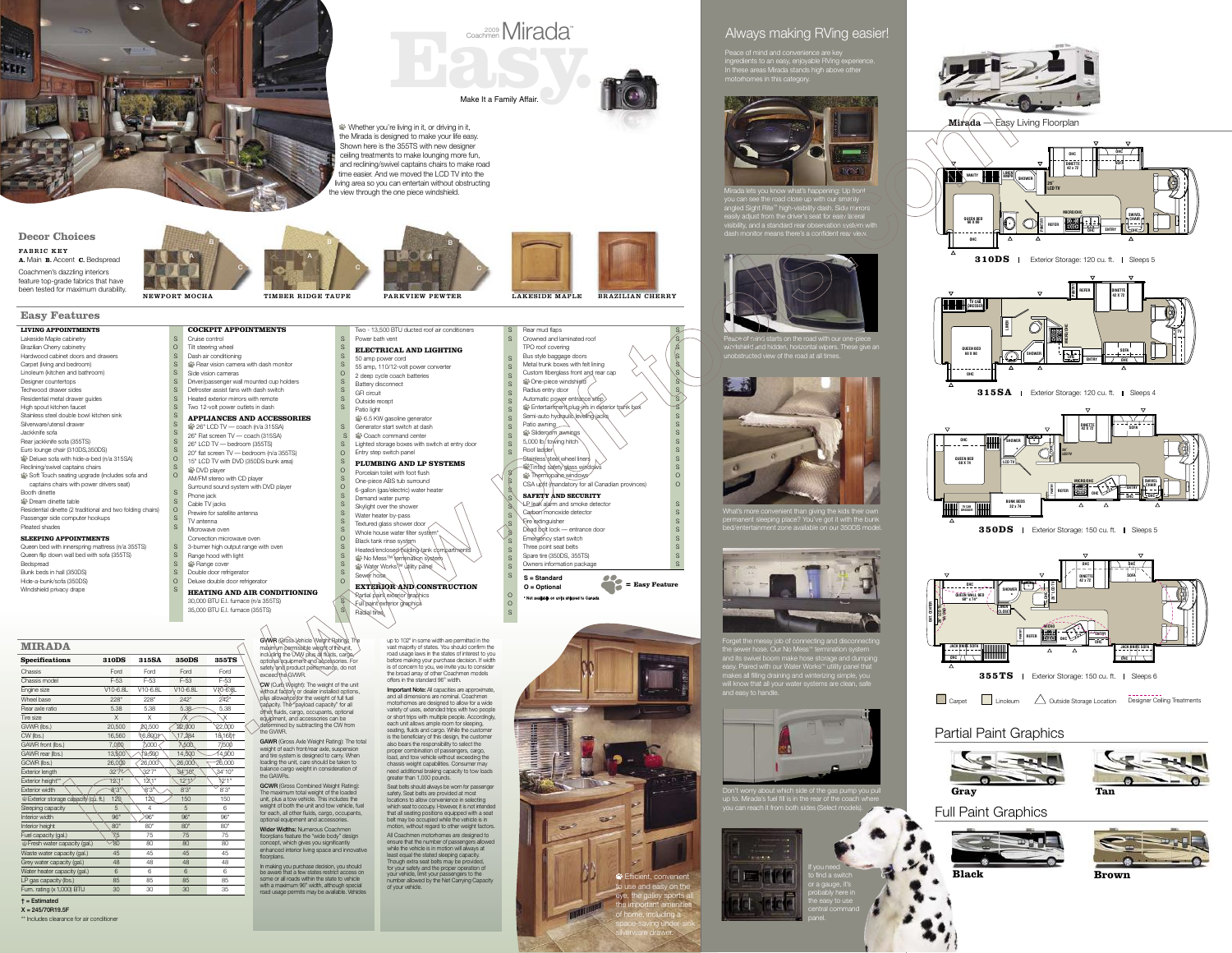# 2009 Coachmen Mirada™

# Easy.

Make It a Family Affair.

Whether you're living in it, or driving in it, the Mirada is designed to make your life easy. Shown here is the 355TS with new designer ceiling treatments to make lounging more fun, and reclining/swivel captains chairs to make road time easier. And we moved the LCD TV into the living area so you can entertain without obstructing the view through the one piece windshield.

## Decor Choices

**FABRIC KEY**
**A.** Main **B.** Accent **C.** Bedspread

Coachmen's dazzling interiors feature top-grade fabrics that have been tested for maximum durability.

NEWPORT MOCHA — TIMBER RIDGE TAUPE — PARKVIEW PEWTER — LAKESIDE MAPLE — BRAZILIAN CHERRY

## Easy Features

**LIVING APPOINTMENTS**

| | |
|---|---|
| Lakeside Maple cabinetry | S |
| Brazilian Cherry cabinetry | O |
| Hardwood cabinet doors and drawers | S |
| Carpet (living and bedroom) | S |
| Linoleum (kitchen and bathroom) | S |
| Designer countertops | S |
| Techwood drawer sides | S |
| Residential metal drawer guides | S |
| High spout kitchen faucet | S |
| Stainless steel double bowl kitchen sink | S |
| Silverware/utensil drawer | S |
| Jackknife sofa | S |
| Rear jackknife sofa (355TS) | S |
| Euro lounge chair (310DS,350DS) | S |
| Deluxe sofa with hide-a-bed (n/a 315SA) | O |
| Reclining/swivel captains chairs | S |
| Soft Touch seating upgrade (includes sofa and captains chairs with power drivers seat) | O |
| Booth dinette | S |
| Dream dinette table | S |
| Residential dinette (2 traditional and two folding chairs) | O |
| Passenger side computer hookups | S |
| Pleated shades | S |

**SLEEPING APPOINTMENTS**

| | |
|---|---|
| Queen bed with innerspring mattress (n/a 355TS) | S |
| Queen flip down wall bed with sofa (355TS) | S |
| Bedspread | S |
| Bunk beds in hall (350DS) | S |
| Hide-a-bunk/sofa (350DS) | O |
| Windshield privacy drape | S |

**COCKPIT APPOINTMENTS**

| | |
|---|---|
| Cruise control | S |
| Tilt steering wheel | S |
| Dash air conditioning | S |
| Rear vision camera with dash monitor | S |
| Side vision cameras | O |
| Driver/passenger wall mounted cup holders | S |
| Defroster assist fans with dash switch | S |
| Heated exterior mirrors with remote | S |
| Two 12-volt power outlets in dash | S |

**APPLIANCES AND ACCESSORIES**

| | |
|---|---|
| 26" LCD TV — coach (n/a 315SA) | S |
| 26" Flat screen TV — coach (315SA) | S |
| 26" LCD TV — bedroom (355TS) | S |
| 20" flat screen TV — bedroom (n/a 355TS) | O |
| 15" LCD TV with DVD (350DS bunk area) | S |
| DVD player | S |
| AM/FM stereo with CD player | S |
| Surround sound system with DVD player | O |
| Phone jack | S |
| Cable TV jacks | S |
| Prewire for satellite antenna | S |
| TV antenna | S |
| Microwave oven | S |
| Convection microwave oven | O |
| 3-burner high output range with oven | S |
| Range hood with light | S |
| Range cover | S |
| Double door refrigerator | S |
| Deluxe double door refrigerator | O |

**HEATING AND AIR CONDITIONING**

| | |
|---|---|
| 30,000 BTU E.I. furnace (n/a 355TS) | S |
| 35,000 BTU E.I. furnace (355TS) | S |
| Two - 13,500 BTU ducted roof air conditioners | S |
| Power bath vent | S |

**ELECTRICAL AND LIGHTING**

| | |
|---|---|
| 50 amp power cord | S |
| 55 amp, 110/12-volt power converter | S |
| 2 deep cycle coach batteries | S |
| Battery disconnect | S |
| GFI circuit | S |
| Outside receipt | S |
| Patio light | S |
| 6.5 KW gasoline generator | S |
| Generator start switch at dash | S |
| Coach command center | S |
| Lighted storage boxes with switch at entry door | S |
| Entry step switch panel | S |

**PLUMBING AND LP SYSTEMS**

| | |
|---|---|
| Porcelain toilet with foot flush | S |
| One-piece ABS tub surround | S |
| 6-gallon (gas/electric) water heater | S |
| Demand water pump | S |
| Skylight over the shower | S |
| Water heater by-pass | S |
| Textured glass shower door | S |
| Whole house water filter system* | S |
| Black tank rinse system | S |
| Heated/enclosed holding tank compartments | S |
| No Mess™ termination system | S |
| Water Works™ utility panel | S |
| Sewer hose | S |

**EXTERIOR AND CONSTRUCTION**

| | |
|---|---|
| Partial paint exterior graphics | O |
| Full paint exterior graphics | O |
| Radial tires | S |
| Rear mud flaps | S |
| Crowned and laminated roof | S |
| TPO roof covering | S |
| Bus style baggage doors | S |
| Metal trunk boxes with felt lining | S |
| Custom fiberglass front and rear cap | S |
| One-piece windshield | S |
| Radius entry door | S |
| Automatic power entrance step | S |
| Entertainment plug-ins in exterior trunk box | S |
| Semi-auto hydraulic leveling jacks | S |
| Patio awning | S |
| Slideroom awnings | S |
| 5,000 lb. towing hitch | S |
| Roof ladder | S |
| Stainless steel wheel liners | S |
| Tinted safety glass windows | S |
| Thermopane windows | O |
| CSA upfit (mandatory for all Canadian provinces) | O |

**SAFETY AND SECURITY**

| | |
|---|---|
| LP leak alarm and smoke detector | S |
| Carbon monoxide detector | S |
| Fire extinguisher | S |
| Dead bolt lock — entrance door | S |
| Emergency start switch | S |
| Three point seat belts | S |
| Spare tire (350DS, 355TS) | S |
| Owners information package | S |

S = Standard
O = Optional
= Easy Feature

* Not available on units shipped to Canada

## MIRADA

| Specifications | 310DS | 315SA | 350DS | 355TS |
|---|---|---|---|---|
| Chassis | Ford | Ford | Ford | Ford |
| Chassis model | F-53 | F-53 | F-53 | F-53 |
| Engine size | V10-6.8L | V10-6.8L | V10-6.8L | V10-6.8L |
| Wheel base | 228" | 228" | 242" | 242" |
| Rear axle ratio | 5.38 | 5.38 | 5.38 | 5.38 |
| Tire size | X | X | X | X |
| GVWR (lbs.) | 20,500 | 20,500 | 22,000 | 22,000 |
| CW (lbs.) | 16,560 | 16,060† | 17,284 | 18,160† |
| GAWR front (lbs.) | 7,000 | 7,000 | 7,500 | 7,500 |
| GAWR rear (lbs.) | 13,500 | 13,500 | 14,500 | 14,500 |
| GCWR (lbs.) | 26,000 | 26,000 | 26,000 | 26,000 |
| Exterior length | 32'7" | 32'7" | 34'10" | 34'10" |
| Exterior height** | 12'1" | 12'1" | 12'1" | 12'1" |
| Exterior width | 8'3" | 8'3" | 8'3" | 8'3" |
| Exterior storage capacity (cu. ft.) | 120 | 120 | 150 | 150 |
| Sleeping capacity | 5 | 4 | 5 | 6 |
| Interior width | 96" | 96" | 96" | 96" |
| Interior height | 80" | 80" | 80" | 80" |
| Fuel capacity (gal.) | 75 | 75 | 75 | 75 |
| Fresh water capacity (gal.) | 80 | 80 | 80 | 80 |
| Waste water capacity (gal.) | 45 | 45 | 45 | 45 |
| Grey water capacity (gal.) | 48 | 48 | 48 | 48 |
| Water heater capacity (gal.) | 6 | 6 | 6 | 6 |
| LP gas capacity (lbs.) | 85 | 85 | 85 | 85 |
| Furn. rating (x 1,000) BTU | 30 | 30 | 30 | 35 |

† = Estimated
X = 245/70R19.5F
** Includes clearance for air conditioner

**GVWR** (Gross Vehicle Weight Rating): The maximum permissible weight of the unit, including the UVW plus all fluids, cargo, optional equipment and accessories. For safety and product performance, do not exceed the GVWR.

**CW** (Curb Weight): The weight of the unit without factory or dealer installed options, plus allowance for the weight of full fuel capacity. The "payload capacity" for all other fluids, cargo, occupants, optional equipment, and accessories can be determined by subtracting the CW from the GVWR.

**GAWR** (Gross Axle Weight Rating): The total weight of each front/rear axle, suspension and tire system is designed to carry. When loading the unit, care should be taken to balance cargo weight in consideration of the GAWRs.

**GCWR** (Gross Combined Weight Rating): The maximum total weight of the loaded unit, plus a tow vehicle. This includes the weight of both the unit and tow vehicle, fuel for each, all other fluids, cargo, occupants, optional equipment and accessories.

**Wider Widths:** Numerous Coachmen floorplans feature the "wide body" design concept, which gives you significantly enhanced interior living space and innovative floorplans.

In making you purchase decision, you should be aware that a few states restrict access on some or all roads within the state to vehicles with a maximum 96" width, although special road usage permits may be available. Vehicles up to 102" in some width are permitted in the vast majority of states. You should confirm the road usage laws in the states of interest to you before making your purchase decision. If width is of concern to you, we invite you to consider the broad array of other Coachmen models offers in the standard 96" width.

**Important Note:** All capacities are approximate, and all dimensions are nominal. Coachmen motorhomes are designed to allow for a wide variety of uses, extended trips with two people or short trips with multiple people. Accordingly, each unit allows ample room for sleeping, seating, fluids and cargo. While the customer is the beneficiary of this design, the customer also bears the responsibility to select the proper combination of passengers, cargo, load, and tow vehicle without exceeding the chassis weight capabilities. Consumer may need additional braking capacity to tow loads greater than 1,000 pounds.

Seat belts should always be worn for passenger safety. Seat belts are provided at most locations to allow convenience in selecting which seat to occupy. However, it is not intended that all seating positions equipped with a seat belt may be occupied while the vehicle is in motion, without regard to other weight factors.

All Coachmen motorhomes are designed to ensure that the number of passengers allowed while the vehicle is in motion will always at least equal the stated sleeping capacity. Though extra seat belts may be provided, for your safety and the proper operation of your vehicle, limit your passengers to the number allowed by the Net Carrying Capacity of your vehicle.

Efficient, convenient to use and easy on the eye, the galley sports all the important amenities of home, including a space-saving under-sink silverware drawer.

## Always making RVing easier!

Peace of mind and convenience are key ingredients to an easy, enjoyable RVing experience. In these areas Mirada stands high above other motorhomes in this category.

Mirada lets you know what's happening. Up front you can see the road close up with our smartly angled Sight Rite™ high-visibility dash. Side mirrors easily adjust from the driver's seat for easy lateral visibility, and a standard rear observation system with dash monitor means there's a confident rear view.

Peace of mind starts on the road with our one-piece windshield and hidden, horizontal wipers. These give an unobstructed view of the road at all times.

What's more convenient than giving the kids their own permanent sleeping place? You've got it with the bunk bed/entertainment zone available on our 350DS model.

Forget the messy job of connecting and disconnecting the sewer hose. Our No Mess™ termination system and its swivel boom make hose storage and dumping easy. Paired with our Water Works™ utility panel that makes fill/ing draining and winterizing simple, you will know that all your water systems are clean, safe and easy to handle.

Don't worry about which side of the gas pump you pull up to. Mirada's fuel fill is in the rear of the coach where you can reach it from both sides (Select models).

If you need to find a switch or a gauge, it's probably here in the easy to use central command panel.

## Mirada — Easy Living Floorplan

**310DS** | Exterior Storage: 120 cu. ft. | Sleeps 5

**315SA** | Exterior Storage: 120 cu. ft. | Sleeps 4

**350DS** | Exterior Storage: 150 cu. ft. | Sleeps 5

**355TS** | Exterior Storage: 150 cu. ft. | Sleeps 6

Carpet — Linoleum — Outside Storage Location — Designer Ceiling Treatments

## Partial Paint Graphics

**Gray** — **Tan**

## Full Paint Graphics

**Black** — **Brown**